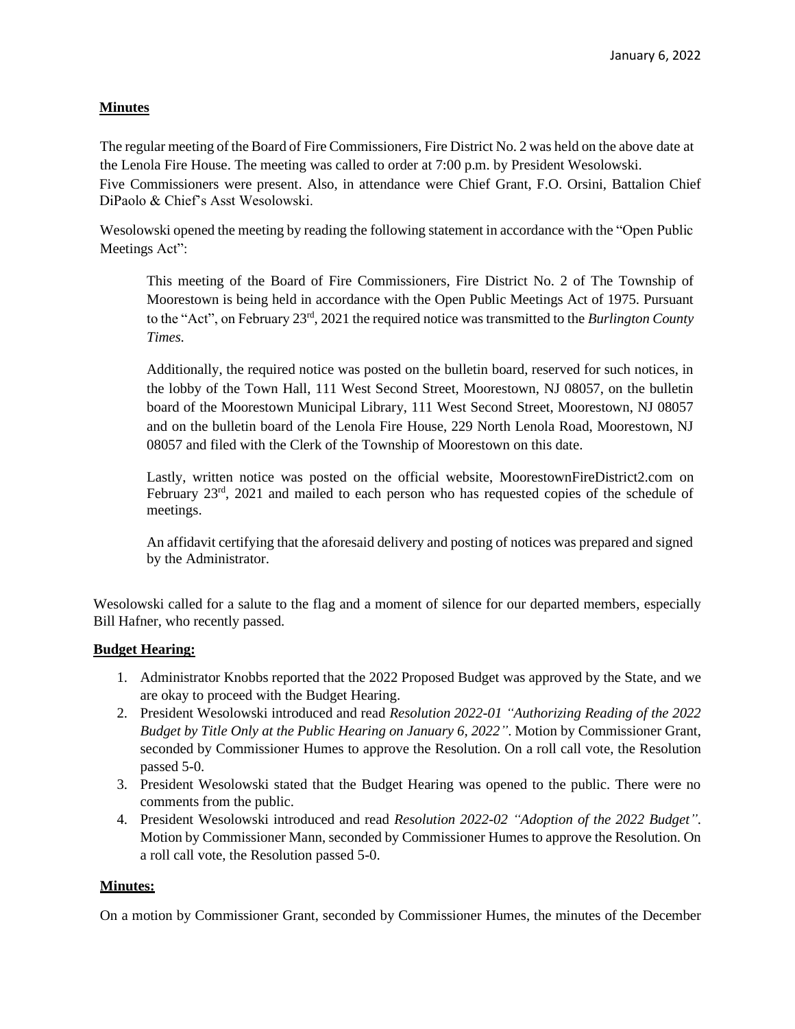January 6, 2022

**Minutes**

The regular meeting of the Board of Fire Commissioners, Fire District No. 2 was held on the above date at the Lenola Fire House. The meeting was called to order at 7:00 p.m. by President Wesolowski. Five Commissioners were present. Also, in attendance were Chief Grant, F.O. Orsini, Battalion Chief DiPaolo & Chief's Asst Wesolowski.

Wesolowski opened the meeting by reading the following statement in accordance with the "Open Public Meetings Act":

> This meeting of the Board of Fire Commissioners, Fire District No. 2 of The Township of Moorestown is being held in accordance with the Open Public Meetings Act of 1975. Pursuant to the "Act", on February 23rd, 2021 the required notice was transmitted to the *Burlington County Times*.
>
> Additionally, the required notice was posted on the bulletin board, reserved for such notices, in the lobby of the Town Hall, 111 West Second Street, Moorestown, NJ 08057, on the bulletin board of the Moorestown Municipal Library, 111 West Second Street, Moorestown, NJ 08057 and on the bulletin board of the Lenola Fire House, 229 North Lenola Road, Moorestown, NJ 08057 and filed with the Clerk of the Township of Moorestown on this date.
>
> Lastly, written notice was posted on the official website, MoorestownFireDistrict2.com on February 23rd, 2021 and mailed to each person who has requested copies of the schedule of meetings.
>
> An affidavit certifying that the aforesaid delivery and posting of notices was prepared and signed by the Administrator.

Wesolowski called for a salute to the flag and a moment of silence for our departed members, especially Bill Hafner, who recently passed.

**Budget Hearing:**

1. Administrator Knobbs reported that the 2022 Proposed Budget was approved by the State, and we are okay to proceed with the Budget Hearing.
2. President Wesolowski introduced and read *Resolution 2022-01 "Authorizing Reading of the 2022 Budget by Title Only at the Public Hearing on January 6, 2022"*. Motion by Commissioner Grant, seconded by Commissioner Humes to approve the Resolution. On a roll call vote, the Resolution passed 5-0.
3. President Wesolowski stated that the Budget Hearing was opened to the public. There were no comments from the public.
4. President Wesolowski introduced and read *Resolution 2022-02 "Adoption of the 2022 Budget"*. Motion by Commissioner Mann, seconded by Commissioner Humes to approve the Resolution. On a roll call vote, the Resolution passed 5-0.

**Minutes:**

On a motion by Commissioner Grant, seconded by Commissioner Humes, the minutes of the December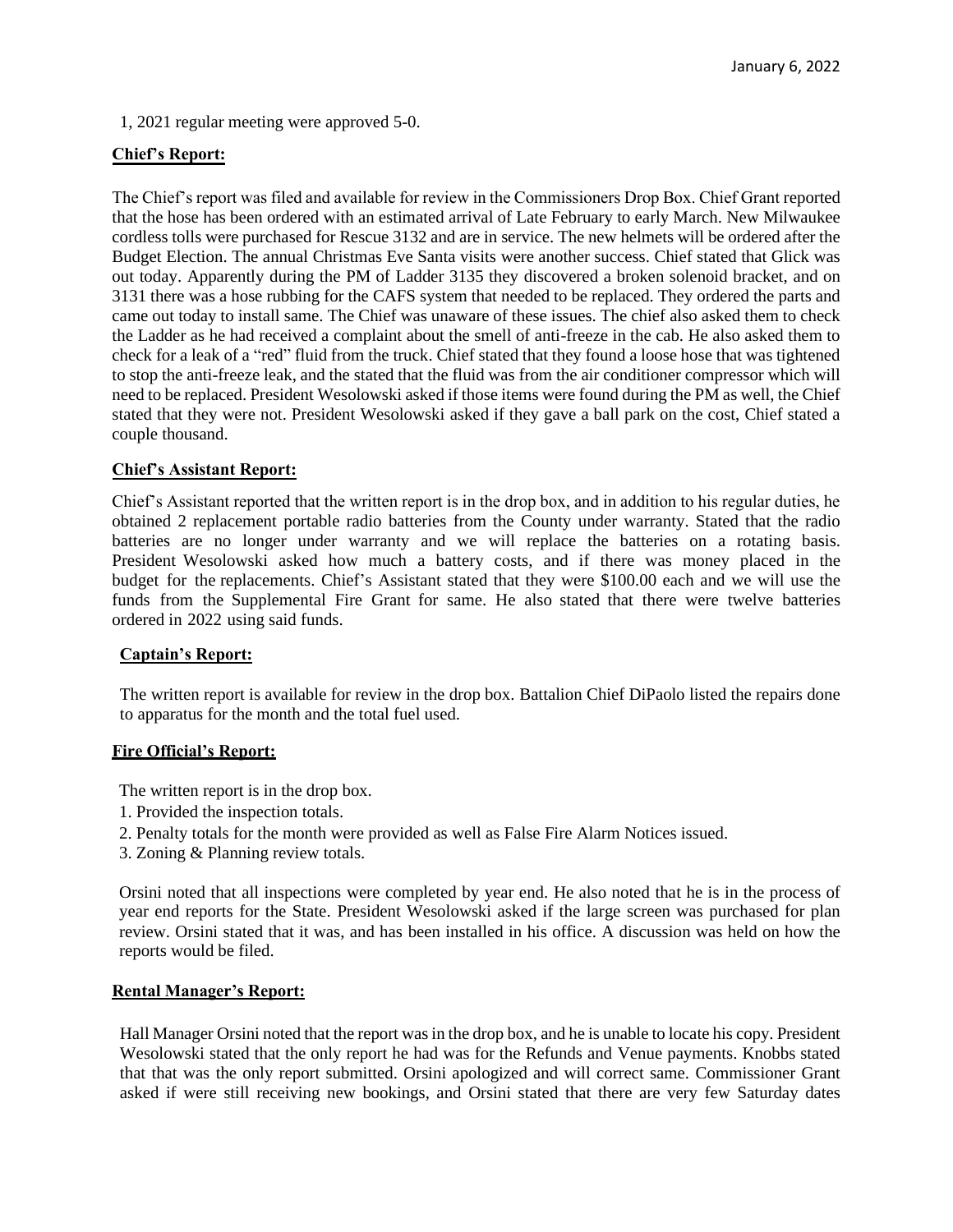1, 2021 regular meeting were approved 5-0.

**Chief's Report:**

The Chief's report was filed and available for review in the Commissioners Drop Box. Chief Grant reported that the hose has been ordered with an estimated arrival of Late February to early March. New Milwaukee cordless tolls were purchased for Rescue 3132 and are in service. The new helmets will be ordered after the Budget Election. The annual Christmas Eve Santa visits were another success. Chief stated that Glick was out today. Apparently during the PM of Ladder 3135 they discovered a broken solenoid bracket, and on 3131 there was a hose rubbing for the CAFS system that needed to be replaced. They ordered the parts and came out today to install same. The Chief was unaware of these issues. The chief also asked them to check the Ladder as he had received a complaint about the smell of anti-freeze in the cab. He also asked them to check for a leak of a "red" fluid from the truck. Chief stated that they found a loose hose that was tightened to stop the anti-freeze leak, and the stated that the fluid was from the air conditioner compressor which will need to be replaced. President Wesolowski asked if those items were found during the PM as well, the Chief stated that they were not. President Wesolowski asked if they gave a ball park on the cost, Chief stated a couple thousand.

**Chief's Assistant Report:**

Chief's Assistant reported that the written report is in the drop box, and in addition to his regular duties, he obtained 2 replacement portable radio batteries from the County under warranty. Stated that the radio batteries are no longer under warranty and we will replace the batteries on a rotating basis. President Wesolowski asked how much a battery costs, and if there was money placed in the budget for the replacements. Chief's Assistant stated that they were $100.00 each and we will use the funds from the Supplemental Fire Grant for same. He also stated that there were twelve batteries ordered in 2022 using said funds.

**Captain's Report:**

The written report is available for review in the drop box. Battalion Chief DiPaolo listed the repairs done to apparatus for the month and the total fuel used.

**Fire Official's Report:**

The written report is in the drop box.

1. Provided the inspection totals.
2. Penalty totals for the month were provided as well as False Fire Alarm Notices issued.
3. Zoning & Planning review totals.

Orsini noted that all inspections were completed by year end. He also noted that he is in the process of year end reports for the State. President Wesolowski asked if the large screen was purchased for plan review. Orsini stated that it was, and has been installed in his office. A discussion was held on how the reports would be filed.

**Rental Manager's Report:**

Hall Manager Orsini noted that the report was in the drop box, and he is unable to locate his copy. President Wesolowski stated that the only report he had was for the Refunds and Venue payments. Knobbs stated that that was the only report submitted. Orsini apologized and will correct same. Commissioner Grant asked if were still receiving new bookings, and Orsini stated that there are very few Saturday dates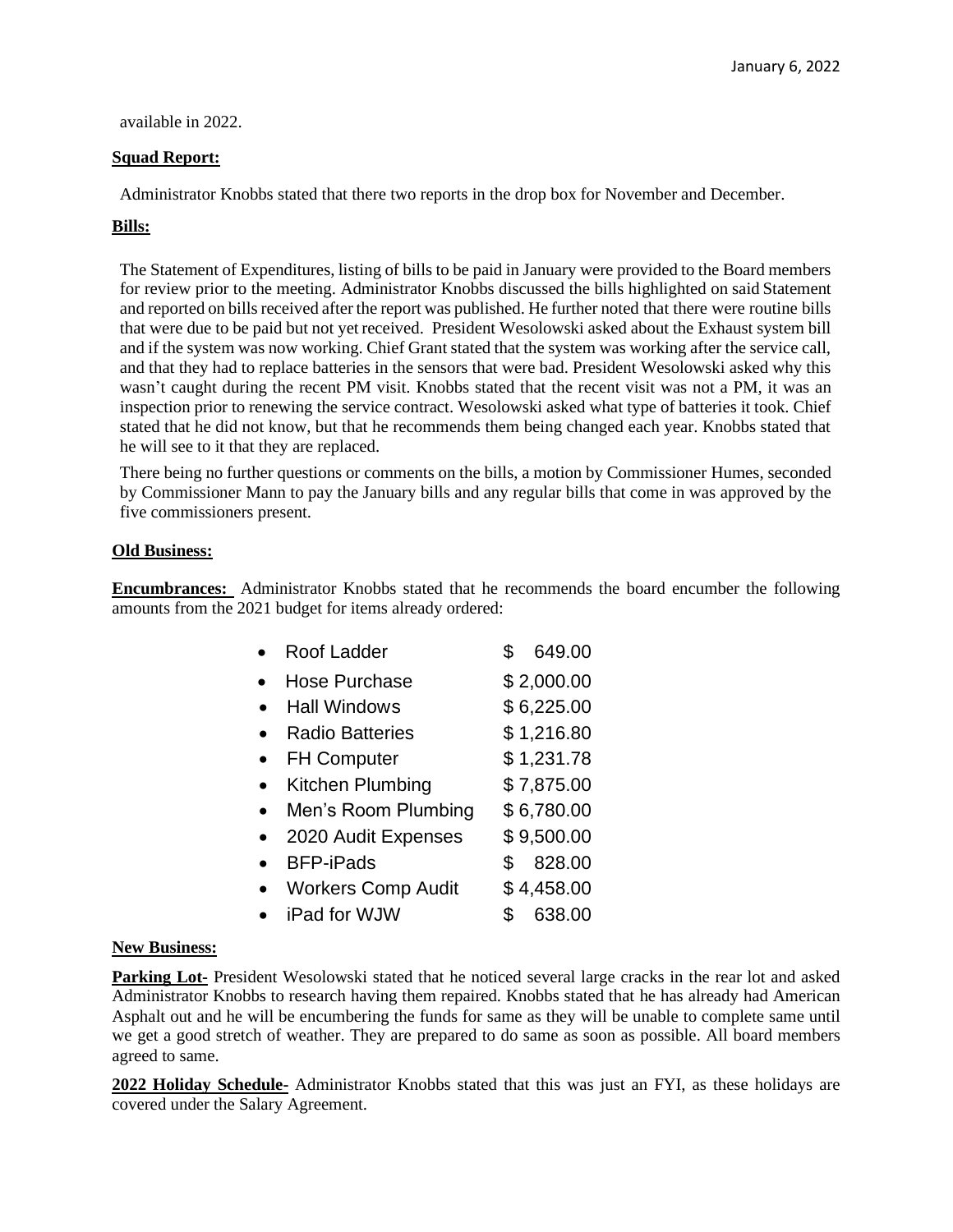available in 2022.

**Squad Report:**

Administrator Knobbs stated that there two reports in the drop box for November and December.

**Bills:**

The Statement of Expenditures, listing of bills to be paid in January were provided to the Board members for review prior to the meeting. Administrator Knobbs discussed the bills highlighted on said Statement and reported on bills received after the report was published. He further noted that there were routine bills that were due to be paid but not yet received. President Wesolowski asked about the Exhaust system bill and if the system was now working. Chief Grant stated that the system was working after the service call, and that they had to replace batteries in the sensors that were bad. President Wesolowski asked why this wasn't caught during the recent PM visit. Knobbs stated that the recent visit was not a PM, it was an inspection prior to renewing the service contract. Wesolowski asked what type of batteries it took. Chief stated that he did not know, but that he recommends them being changed each year. Knobbs stated that he will see to it that they are replaced.

There being no further questions or comments on the bills, a motion by Commissioner Humes, seconded by Commissioner Mann to pay the January bills and any regular bills that come in was approved by the five commissioners present.

**Old Business:**

**Encumbrances:** Administrator Knobbs stated that he recommends the board encumber the following amounts from the 2021 budget for items already ordered:

- Roof Ladder $ 649.00
- Hose Purchase $ 2,000.00
- Hall Windows $ 6,225.00
- Radio Batteries $ 1,216.80
- FH Computer $ 1,231.78
- Kitchen Plumbing $ 7,875.00
- Men's Room Plumbing $ 6,780.00
- 2020 Audit Expenses $ 9,500.00
- BFP-iPads $ 828.00
- Workers Comp Audit $ 4,458.00
- iPad for WJW $ 638.00

**New Business:**

**Parking Lot-** President Wesolowski stated that he noticed several large cracks in the rear lot and asked Administrator Knobbs to research having them repaired. Knobbs stated that he has already had American Asphalt out and he will be encumbering the funds for same as they will be unable to complete same until we get a good stretch of weather. They are prepared to do same as soon as possible. All board members agreed to same.

**2022 Holiday Schedule-** Administrator Knobbs stated that this was just an FYI, as these holidays are covered under the Salary Agreement.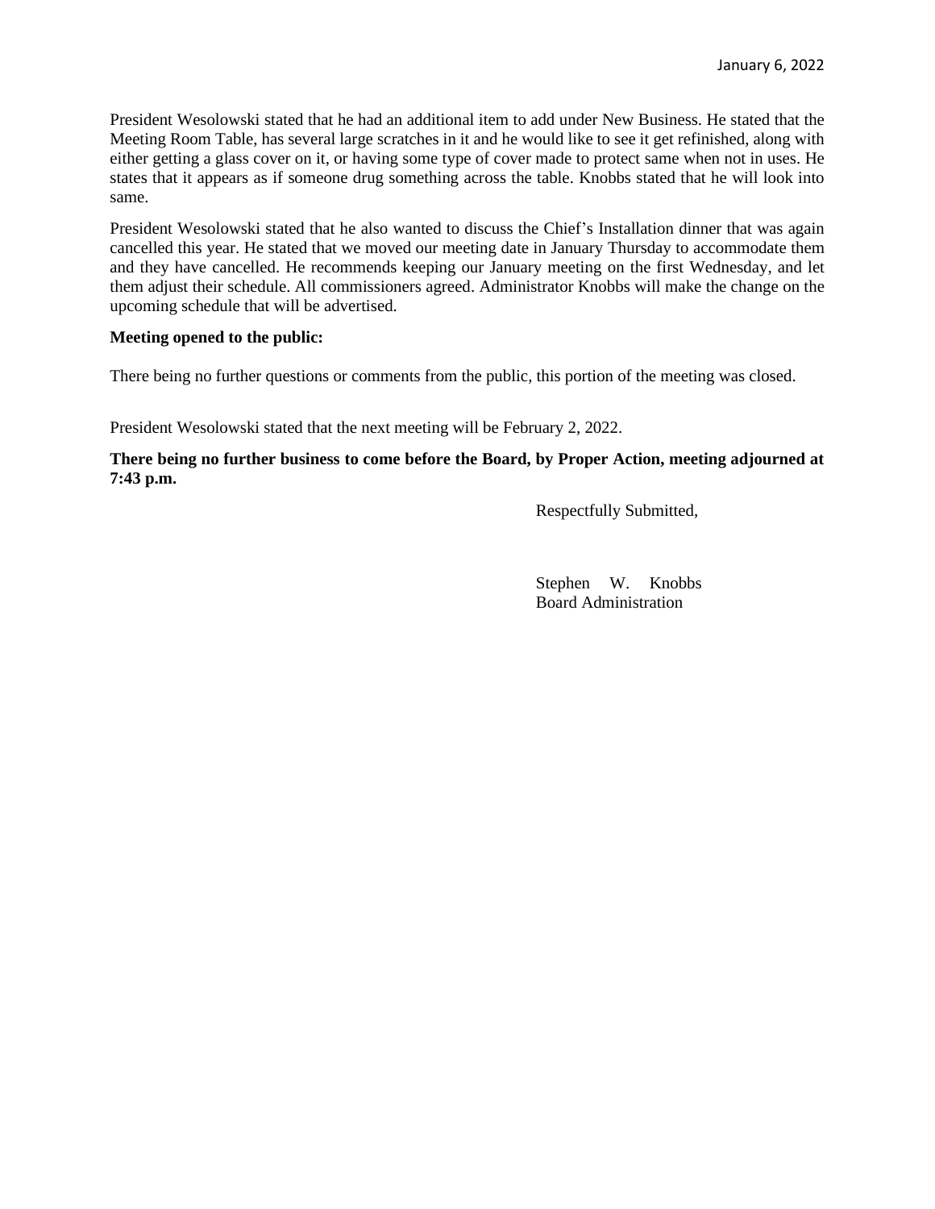President Wesolowski stated that he had an additional item to add under New Business. He stated that the Meeting Room Table, has several large scratches in it and he would like to see it get refinished, along with either getting a glass cover on it, or having some type of cover made to protect same when not in uses. He states that it appears as if someone drug something across the table. Knobbs stated that he will look into same.

President Wesolowski stated that he also wanted to discuss the Chief's Installation dinner that was again cancelled this year. He stated that we moved our meeting date in January Thursday to accommodate them and they have cancelled. He recommends keeping our January meeting on the first Wednesday, and let them adjust their schedule. All commissioners agreed. Administrator Knobbs will make the change on the upcoming schedule that will be advertised.

**Meeting opened to the public:**

There being no further questions or comments from the public, this portion of the meeting was closed.

President Wesolowski stated that the next meeting will be February 2, 2022.

**There being no further business to come before the Board, by Proper Action, meeting adjourned at 7:43 p.m.**

Respectfully Submitted,

Stephen W. Knobbs
Board Administration